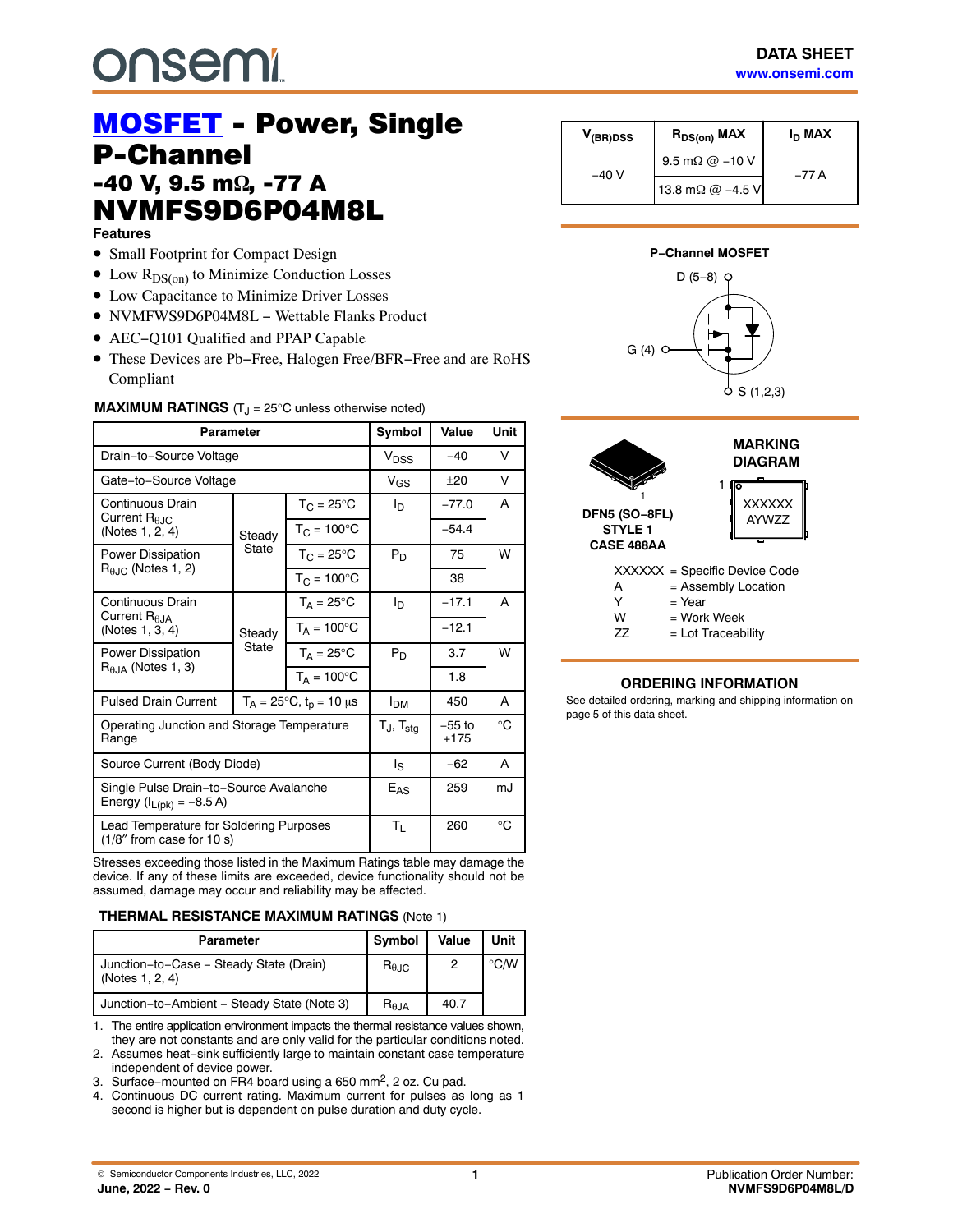# MOSFET - Power, Single P-Channel

## -40 V, 9.5 mΩ, -77 A

# NVMFS9D6P04M8L

| $V_{(BR)DSS}$ | $R_{DS(on)}$ MAX | $I_D$ MAX |
|---|---|---|
| −40 V | 9.5 mΩ @ −10 V | −77 A |
| | 13.8 mΩ @ −4.5 V | |

### Features

- Small Footprint for Compact Design
- Low $R_{DS(on)}$ to Minimize Conduction Losses
- Low Capacitance to Minimize Driver Losses
- NVMFWS9D6P04M8L − Wettable Flanks Product
- AEC−Q101 Qualified and PPAP Capable
- These Devices are Pb−Free, Halogen Free/BFR−Free and are RoHS Compliant

**P−Channel MOSFET**

D (5−8)

G (4)

S (1,2,3)

### MAXIMUM RATINGS ($T_J$ = 25°C unless otherwise noted)

| Parameter | | | Symbol | Value | Unit |
|---|---|---|---|---|---|
| Drain−to−Source Voltage | | | $V_{DSS}$ | −40 | V |
| Gate−to−Source Voltage | | | $V_{GS}$ | ±20 | V |
| Continuous Drain Current $R_{\theta JC}$ (Notes 1, 2, 4) | Steady State | $T_C$ = 25°C | $I_D$ | −77.0 | A |
| | | $T_C$ = 100°C | | −54.4 | |
| Power Dissipation $R_{\theta JC}$ (Notes 1, 2) | | $T_C$ = 25°C | $P_D$ | 75 | W |
| | | $T_C$ = 100°C | | 38 | |
| Continuous Drain Current $R_{\theta JA}$ (Notes 1, 3, 4) | Steady State | $T_A$ = 25°C | $I_D$ | −17.1 | A |
| | | $T_A$ = 100°C | | −12.1 | |
| Power Dissipation $R_{\theta JA}$ (Notes 1, 3) | | $T_A$ = 25°C | $P_D$ | 3.7 | W |
| | | $T_A$ = 100°C | | 1.8 | |
| Pulsed Drain Current | $T_A$ = 25°C, $t_p$ = 10 μs | | $I_{DM}$ | 450 | A |
| Operating Junction and Storage Temperature Range | | | $T_J$, $T_{stg}$ | −55 to +175 | °C |
| Source Current (Body Diode) | | | $I_S$ | −62 | A |
| Single Pulse Drain−to−Source Avalanche Energy ($I_{L(pk)}$ = −8.5 A) | | | $E_{AS}$ | 259 | mJ |
| Lead Temperature for Soldering Purposes (1/8″ from case for 10 s) | | | $T_L$ | 260 | °C |

Stresses exceeding those listed in the Maximum Ratings table may damage the device. If any of these limits are exceeded, device functionality should not be assumed, damage may occur and reliability may be affected.

### THERMAL RESISTANCE MAXIMUM RATINGS (Note 1)

| Parameter | Symbol | Value | Unit |
|---|---|---|---|
| Junction−to−Case − Steady State (Drain) (Notes 1, 2, 4) | $R_{\theta JC}$ | 2 | °C/W |
| Junction−to−Ambient − Steady State (Note 3) | $R_{\theta JA}$ | 40.7 | |

1. The entire application environment impacts the thermal resistance values shown, they are not constants and are only valid for the particular conditions noted.
2. Assumes heat−sink sufficiently large to maintain constant case temperature independent of device power.
3. Surface−mounted on FR4 board using a 650 $mm^2$, 2 oz. Cu pad.
4. Continuous DC current rating. Maximum current for pulses as long as 1 second is higher but is dependent on pulse duration and duty cycle.

DFN5 (SO−8FL)
STYLE 1
CASE 488AA

**MARKING DIAGRAM**

XXXXXX
AYWZZ

XXXXXX = Specific Device Code
A = Assembly Location
Y = Year
W = Work Week
ZZ = Lot Traceability

### ORDERING INFORMATION

See detailed ordering, marking and shipping information on page 5 of this data sheet.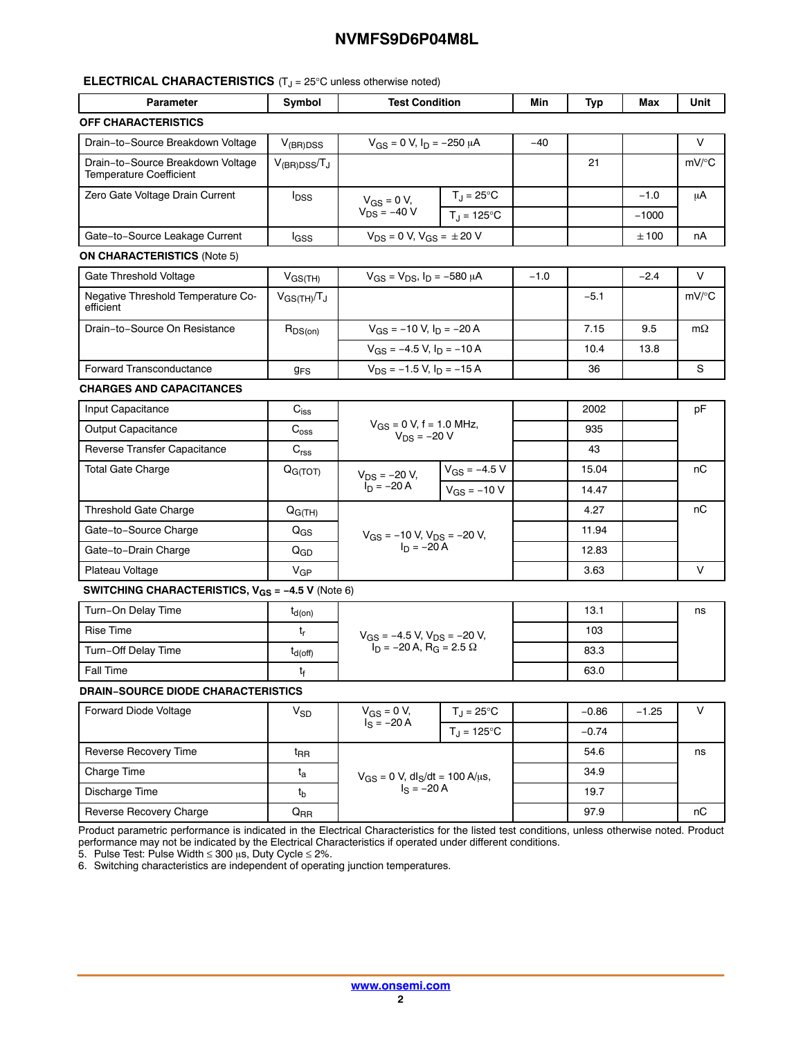## ELECTRICAL CHARACTERISTICS ($T_J$ = 25°C unless otherwise noted)

| Parameter | Symbol | Test Condition | | Min | Typ | Max | Unit |
|---|---|---|---|---|---|---|---|
| **OFF CHARACTERISTICS** | | | | | | | |
| Drain−to−Source Breakdown Voltage | $V_{(BR)DSS}$ | $V_{GS}$ = 0 V, $I_D$ = −250 μA | | −40 | | | V |
| Drain−to−Source Breakdown Voltage Temperature Coefficient | $V_{(BR)DSS}/T_J$ | | | | 21 | | mV/°C |
| Zero Gate Voltage Drain Current | $I_{DSS}$ | $V_{GS}$ = 0 V, $V_{DS}$ = −40 V | $T_J$ = 25°C | | | −1.0 | μA |
| | | | $T_J$ = 125°C | | | −1000 | |
| Gate−to−Source Leakage Current | $I_{GSS}$ | $V_{DS}$ = 0 V, $V_{GS}$ = ±20 V | | | | ±100 | nA |
| **ON CHARACTERISTICS** (Note 5) | | | | | | | |
| Gate Threshold Voltage | $V_{GS(TH)}$ | $V_{GS}$ = $V_{DS}$, $I_D$ = −580 μA | | −1.0 | | −2.4 | V |
| Negative Threshold Temperature Coefficient | $V_{GS(TH)}/T_J$ | | | | −5.1 | | mV/°C |
| Drain−to−Source On Resistance | $R_{DS(on)}$ | $V_{GS}$ = −10 V, $I_D$ = −20 A | | | 7.15 | 9.5 | mΩ |
| | | $V_{GS}$ = −4.5 V, $I_D$ = −10 A | | | 10.4 | 13.8 | |
| Forward Transconductance | $g_{FS}$ | $V_{DS}$ = −1.5 V, $I_D$ = −15 A | | | 36 | | S |
| **CHARGES AND CAPACITANCES** | | | | | | | |
| Input Capacitance | $C_{iss}$ | $V_{GS}$ = 0 V, f = 1.0 MHz, $V_{DS}$ = −20 V | | | 2002 | | pF |
| Output Capacitance | $C_{oss}$ | | | | 935 | | |
| Reverse Transfer Capacitance | $C_{rss}$ | | | | 43 | | |
| Total Gate Charge | $Q_{G(TOT)}$ | $V_{DS}$ = −20 V, $I_D$ = −20 A | $V_{GS}$ = −4.5 V | | 15.04 | | nC |
| | | | $V_{GS}$ = −10 V | | 14.47 | | |
| Threshold Gate Charge | $Q_{G(TH)}$ | $V_{GS}$ = −10 V, $V_{DS}$ = −20 V, $I_D$ = −20 A | | | 4.27 | | nC |
| Gate−to−Source Charge | $Q_{GS}$ | | | | 11.94 | | |
| Gate−to−Drain Charge | $Q_{GD}$ | | | | 12.83 | | |
| Plateau Voltage | $V_{GP}$ | | | | 3.63 | | V |
| **SWITCHING CHARACTERISTICS, $V_{GS}$ = −4.5 V** (Note 6) | | | | | | | |
| Turn−On Delay Time | $t_{d(on)}$ | $V_{GS}$ = −4.5 V, $V_{DS}$ = −20 V, $I_D$ = −20 A, $R_G$ = 2.5 Ω | | | 13.1 | | ns |
| Rise Time | $t_r$ | | | | 103 | | |
| Turn−Off Delay Time | $t_{d(off)}$ | | | | 83.3 | | |
| Fall Time | $t_f$ | | | | 63.0 | | |
| **DRAIN−SOURCE DIODE CHARACTERISTICS** | | | | | | | |
| Forward Diode Voltage | $V_{SD}$ | $V_{GS}$ = 0 V, $I_S$ = −20 A | $T_J$ = 25°C | | −0.86 | −1.25 | V |
| | | | $T_J$ = 125°C | | −0.74 | | |
| Reverse Recovery Time | $t_{RR}$ | $V_{GS}$ = 0 V, $dI_S/dt$ = 100 A/μs, $I_S$ = −20 A | | | 54.6 | | ns |
| Charge Time | $t_a$ | | | | 34.9 | | |
| Discharge Time | $t_b$ | | | | 19.7 | | |
| Reverse Recovery Charge | $Q_{RR}$ | | | | 97.9 | | nC |

Product parametric performance is indicated in the Electrical Characteristics for the listed test conditions, unless otherwise noted. Product performance may not be indicated by the Electrical Characteristics if operated under different conditions.

5. Pulse Test: Pulse Width ≤ 300 μs, Duty Cycle ≤ 2%.
6. Switching characteristics are independent of operating junction temperatures.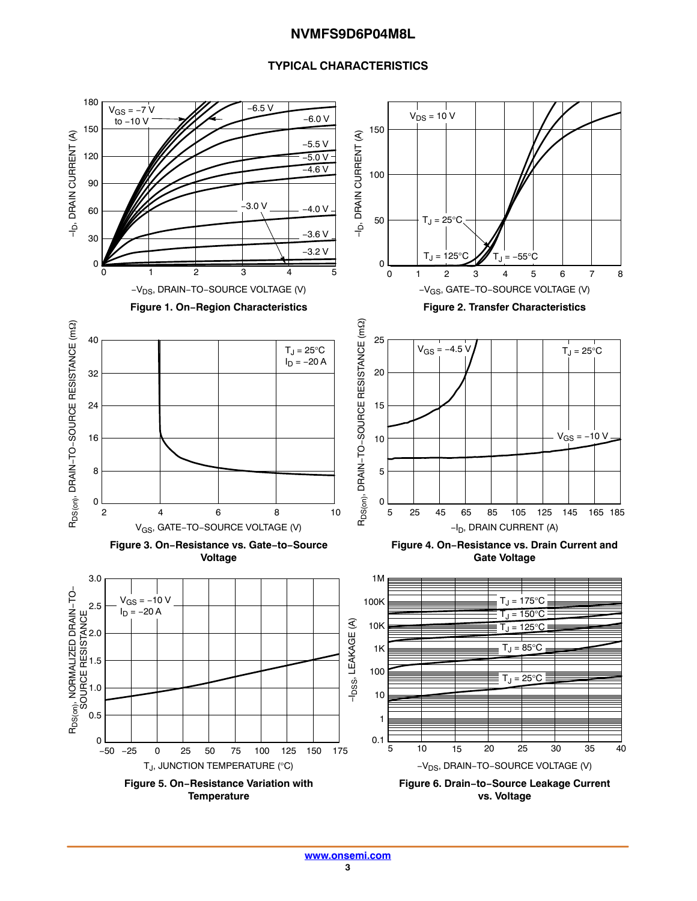## TYPICAL CHARACTERISTICS

**Figure 1. On−Region Characteristics**

**Figure 2. Transfer Characteristics**

**Figure 3. On−Resistance vs. Gate−to−Source Voltage**

**Figure 4. On−Resistance vs. Drain Current and Gate Voltage**

**Figure 5. On−Resistance Variation with Temperature**

**Figure 6. Drain−to−Source Leakage Current vs. Voltage**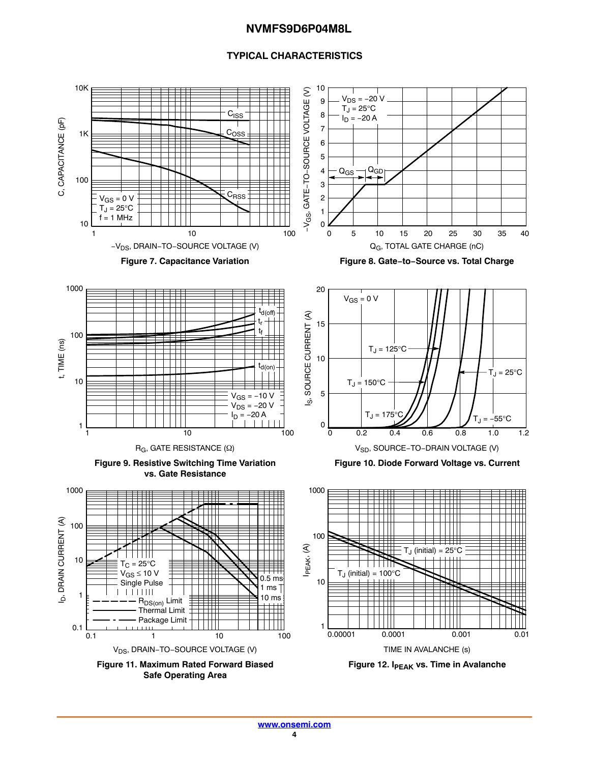## TYPICAL CHARACTERISTICS

Figure 7. Capacitance Variation

Figure 8. Gate−to−Source vs. Total Charge

Figure 9. Resistive Switching Time Variation vs. Gate Resistance

Figure 10. Diode Forward Voltage vs. Current

Figure 11. Maximum Rated Forward Biased Safe Operating Area

Figure 12. $I_{PEAK}$ vs. Time in Avalanche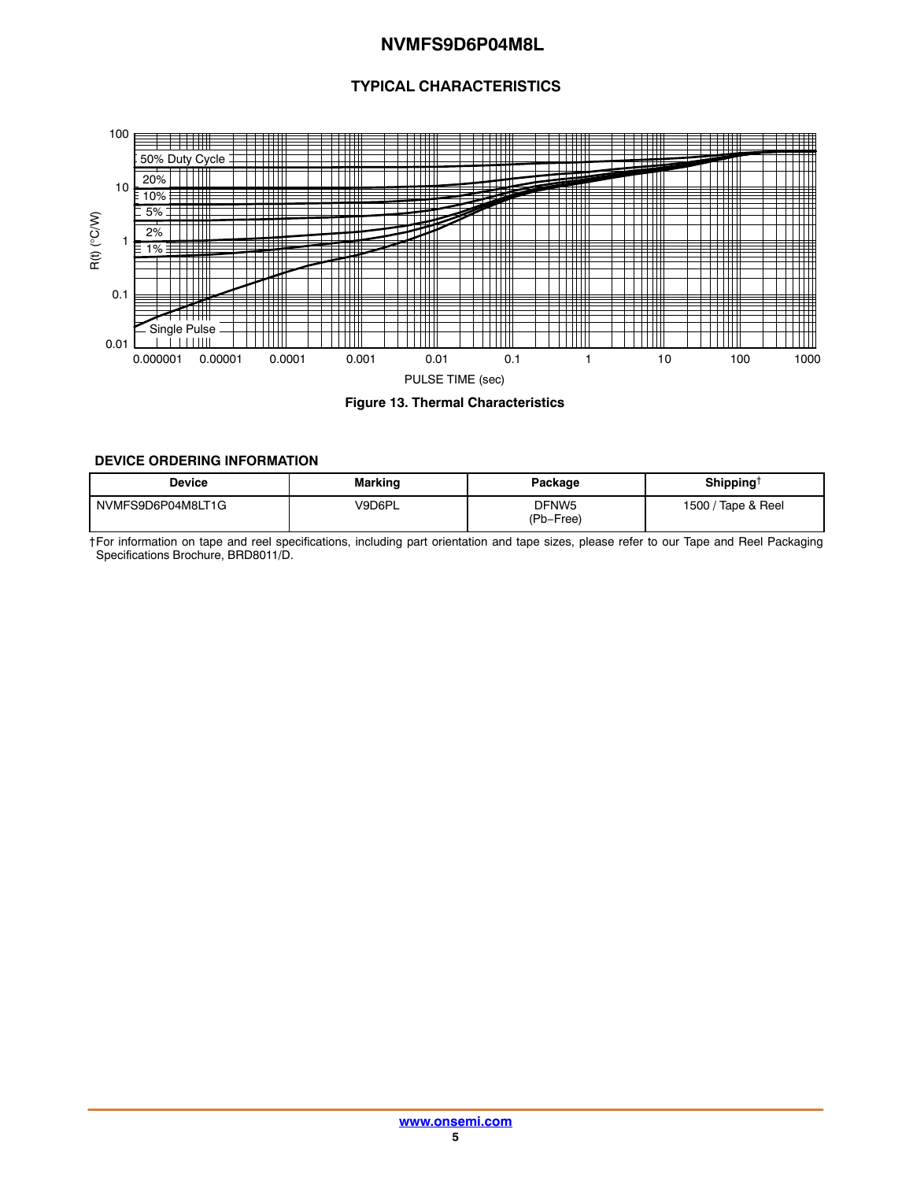## TYPICAL CHARACTERISTICS

Figure 13. Thermal Characteristics

### DEVICE ORDERING INFORMATION

| Device | Marking | Package | Shipping† |
|---|---|---|---|
| NVMFS9D6P04M8LT1G | V9D6PL | DFNW5 (Pb−Free) | 1500 / Tape & Reel |

†For information on tape and reel specifications, including part orientation and tape sizes, please refer to our Tape and Reel Packaging Specifications Brochure, BRD8011/D.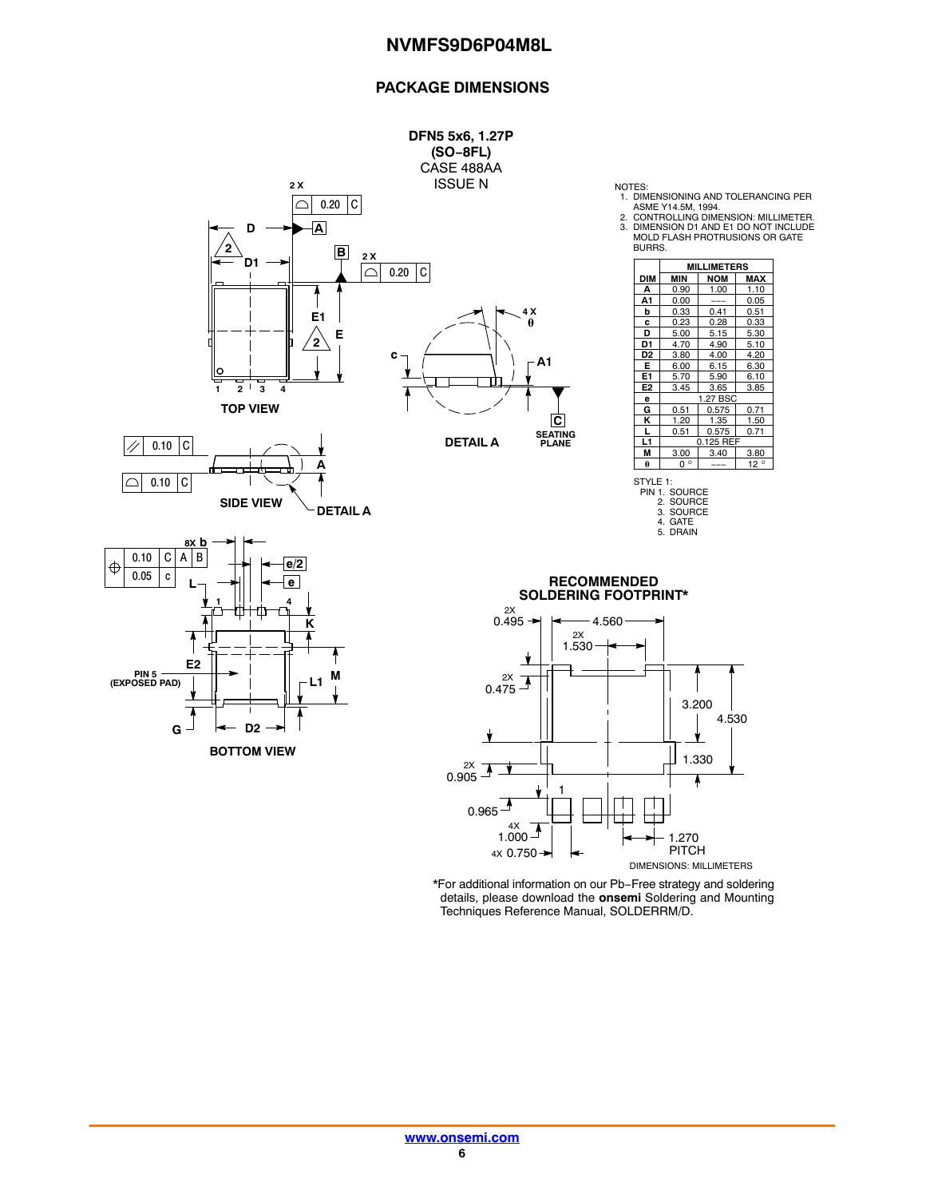## PACKAGE DIMENSIONS

**DFN5 5x6, 1.27P (SO−8FL)**
CASE 488AA
ISSUE N

TOP VIEW

SIDE VIEW

DETAIL A

BOTTOM VIEW

NOTES:
1. DIMENSIONING AND TOLERANCING PER ASME Y14.5M, 1994.
2. CONTROLLING DIMENSION: MILLIMETER.
3. DIMENSION D1 AND E1 DO NOT INCLUDE MOLD FLASH PROTRUSIONS OR GATE BURRS.

| DIM | MILLIMETERS MIN | NOM | MAX |
|---|---|---|---|
| A | 0.90 | 1.00 | 1.10 |
| A1 | 0.00 | --- | 0.05 |
| b | 0.33 | 0.41 | 0.51 |
| c | 0.23 | 0.28 | 0.33 |
| D | 5.00 | 5.15 | 5.30 |
| D1 | 4.70 | 4.90 | 5.10 |
| D2 | 3.80 | 4.00 | 4.20 |
| E | 6.00 | 6.15 | 6.30 |
| E1 | 5.70 | 5.90 | 6.10 |
| E2 | 3.45 | 3.65 | 3.85 |
| e | | 1.27 BSC | |
| G | 0.51 | 0.575 | 0.71 |
| K | 1.20 | 1.35 | 1.50 |
| L | 0.51 | 0.575 | 0.71 |
| L1 | | 0.125 REF | |
| M | 3.00 | 3.40 | 3.80 |
| θ | 0° | --- | 12° |

STYLE 1:
PIN 1. SOURCE
2. SOURCE
3. SOURCE
4. GATE
5. DRAIN

**RECOMMENDED SOLDERING FOOTPRINT***

DIMENSIONS: MILLIMETERS

*For additional information on our Pb−Free strategy and soldering details, please download the **onsemi** Soldering and Mounting Techniques Reference Manual, SOLDERRM/D.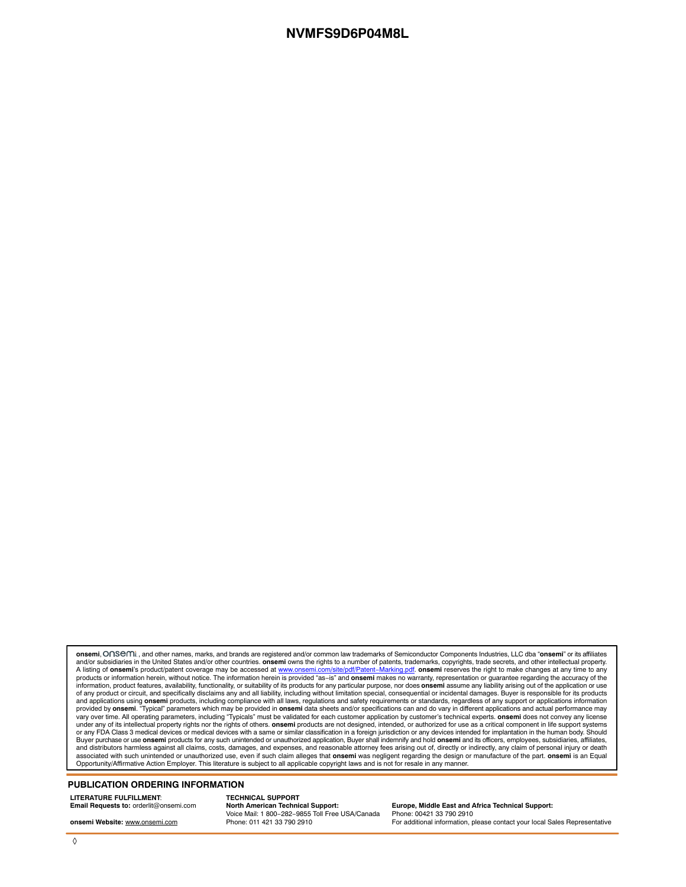**onsemi**, onsemi, and other names, marks, and brands are registered and/or common law trademarks of Semiconductor Components Industries, LLC dba "**onsemi**" or its affiliates and/or subsidiaries in the United States and/or other countries. **onsemi** owns the rights to a number of patents, trademarks, copyrights, trade secrets, and other intellectual property. A listing of **onsemi**'s product/patent coverage may be accessed at www.onsemi.com/site/pdf/Patent−Marking.pdf. **onsemi** reserves the right to make changes at any time to any products or information herein, without notice. The information herein is provided "as−is" and **onsemi** makes no warranty, representation or guarantee regarding the accuracy of the information, product features, availability, functionality, or suitability of its products for any particular purpose, nor does **onsemi** assume any liability arising out of the application or use of any product or circuit, and specifically disclaims any and all liability, including without limitation special, consequential or incidental damages. Buyer is responsible for its products and applications using **onsemi** products, including compliance with all laws, regulations and safety requirements or standards, regardless of any support or applications information provided by **onsemi**. "Typical" parameters which may be provided in **onsemi** data sheets and/or specifications can and do vary in different applications and actual performance may vary over time. All operating parameters, including "Typicals" must be validated for each customer application by customer's technical experts. **onsemi** does not convey any license under any of its intellectual property rights nor the rights of others. **onsemi** products are not designed, intended, or authorized for use as a critical component in life support systems or any FDA Class 3 medical devices or medical devices with a same or similar classification in a foreign jurisdiction or any devices intended for implantation in the human body. Should Buyer purchase or use **onsemi** products for any such unintended or unauthorized application, Buyer shall indemnify and hold **onsemi** and its officers, employees, subsidiaries, affiliates, and distributors harmless against all claims, costs, damages, and expenses, and reasonable attorney fees arising out of, directly or indirectly, any claim of personal injury or death associated with such unintended or unauthorized use, even if such claim alleges that **onsemi** was negligent regarding the design or manufacture of the part. **onsemi** is an Equal Opportunity/Affirmative Action Employer. This literature is subject to all applicable copyright laws and is not for resale in any manner.

## PUBLICATION ORDERING INFORMATION

**LITERATURE FULFILLMENT**:
**Email Requests to:** orderlit@onsemi.com

**onsemi Website:** www.onsemi.com

**TECHNICAL SUPPORT**
**North American Technical Support:**
Voice Mail: 1 800−282−9855 Toll Free USA/Canada
Phone: 011 421 33 790 2910

**Europe, Middle East and Africa Technical Support:**
Phone: 00421 33 790 2910
For additional information, please contact your local Sales Representative

◊